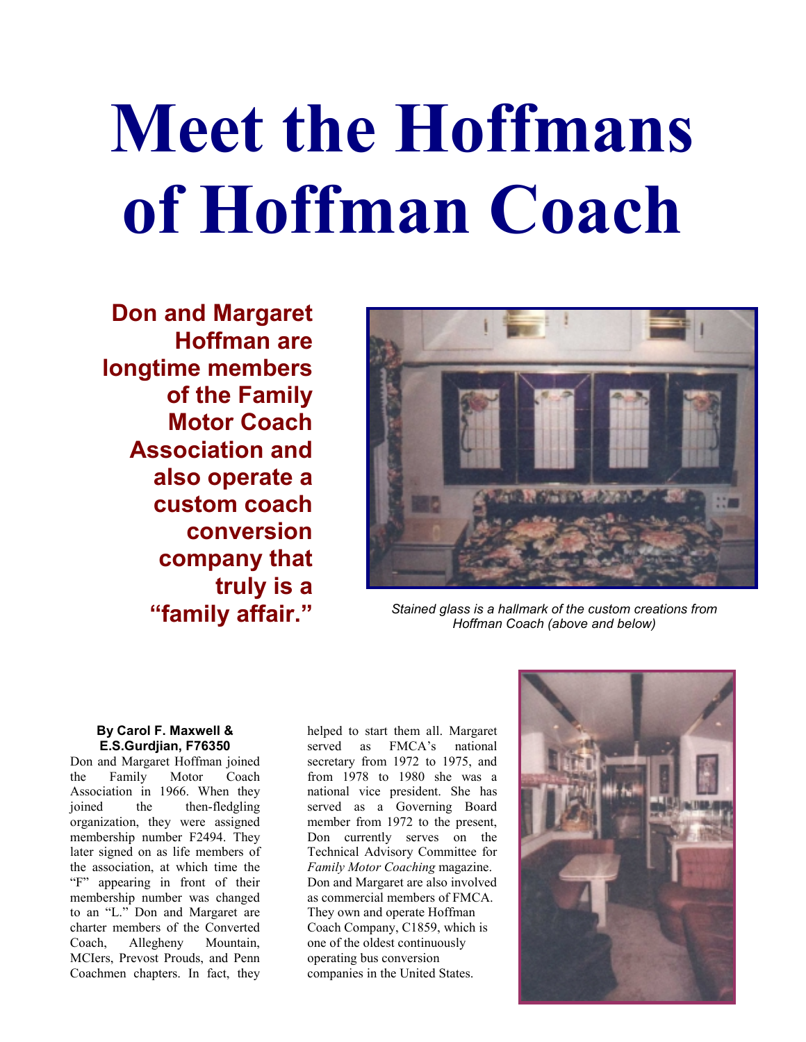# Meet the Hoffmans of Hoffman Coach

**Don and Margaret Hoffman are longtime members of the Family Motor Coach Association and also operate a custom coach conversion company that truly is a "family affair."**

*Stained glass is a hallmark of the custom creations from Hoffman Coach (above and below)*

**By Carol F. Maxwell & E.S.Gurdjian, F76350**

Don and Margaret Hoffman joined the Family Motor Coach Association in 1966. When they joined the then-fledgling organization, they were assigned membership number F2494. They later signed on as life members of the association, at which time the "F" appearing in front of their membership number was changed to an "L." Don and Margaret are charter members of the Converted Coach, Allegheny Mountain, MCIers, Prevost Prouds, and Penn Coachmen chapters. In fact, they helped to start them all. Margaret served as FMCA's national secretary from 1972 to 1975, and from 1978 to 1980 she was a national vice president. She has served as a Governing Board member from 1972 to the present, Don currently serves on the Technical Advisory Committee for *Family Motor Coaching* magazine. Don and Margaret are also involved as commercial members of FMCA. They own and operate Hoffman Coach Company, C1859, which is one of the oldest continuously operating bus conversion companies in the United States.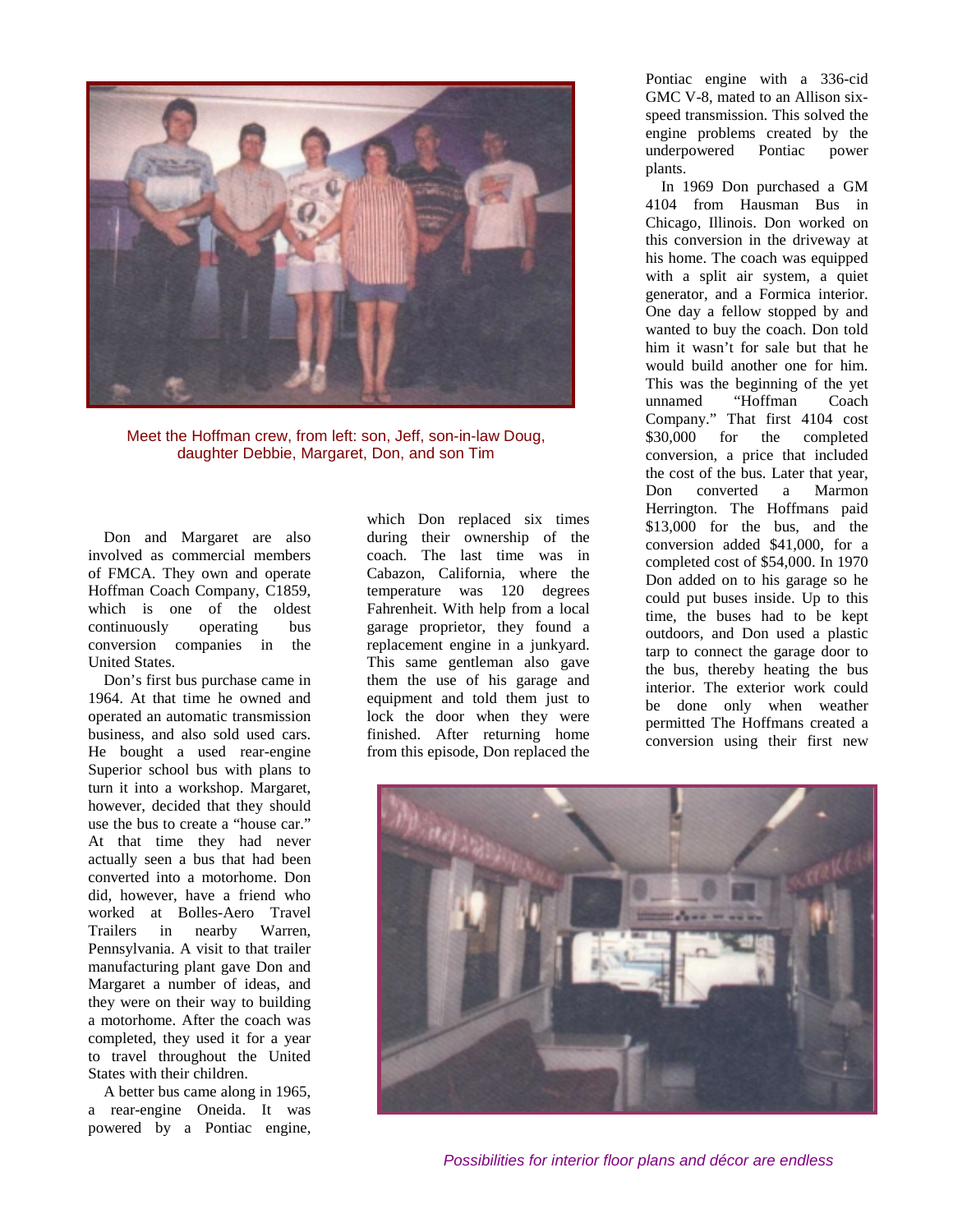Meet the Hoffman crew, from left: son, Jeff, son-in-law Doug, daughter Debbie, Margaret, Don, and son Tim

Don and Margaret are also involved as commercial members of FMCA. They own and operate Hoffman Coach Company, C1859, which is one of the oldest continuously operating bus conversion companies in the United States.

Don's first bus purchase came in 1964. At that time he owned and operated an automatic transmission business, and also sold used cars. He bought a used rear-engine Superior school bus with plans to turn it into a workshop. Margaret, however, decided that they should use the bus to create a "house car." At that time they had never actually seen a bus that had been converted into a motorhome. Don did, however, have a friend who worked at Bolles-Aero Travel Trailers in nearby Warren, Pennsylvania. A visit to that trailer manufacturing plant gave Don and Margaret a number of ideas, and they were on their way to building a motorhome. After the coach was completed, they used it for a year to travel throughout the United States with their children.

A better bus came along in 1965, a rear-engine Oneida. It was powered by a Pontiac engine, which Don replaced six times during their ownership of the coach. The last time was in Cabazon, California, where the temperature was 120 degrees Fahrenheit. With help from a local garage proprietor, they found a replacement engine in a junkyard. This same gentleman also gave them the use of his garage and equipment and told them just to lock the door when they were finished. After returning home from this episode, Don replaced the Pontiac engine with a 336-cid GMC V-8, mated to an Allison six-speed transmission. This solved the engine problems created by the underpowered Pontiac power plants.

In 1969 Don purchased a GM 4104 from Hausman Bus in Chicago, Illinois. Don worked on this conversion in the driveway at his home. The coach was equipped with a split air system, a quiet generator, and a Formica interior. One day a fellow stopped by and wanted to buy the coach. Don told him it wasn't for sale but that he would build another one for him. This was the beginning of the yet unnamed "Hoffman Coach Company." That first 4104 cost $30,000 for the completed conversion, a price that included the cost of the bus. Later that year, Don converted a Marmon Herrington. The Hoffmans paid $13,000 for the bus, and the conversion added $41,000, for a completed cost of $54,000. In 1970 Don added on to his garage so he could put buses inside. Up to this time, the buses had to be kept outdoors, and Don used a plastic tarp to connect the garage door to the bus, thereby heating the bus interior. The exterior work could be done only when weather permitted The Hoffmans created a conversion using their first new

*Possibilities for interior floor plans and décor are endless*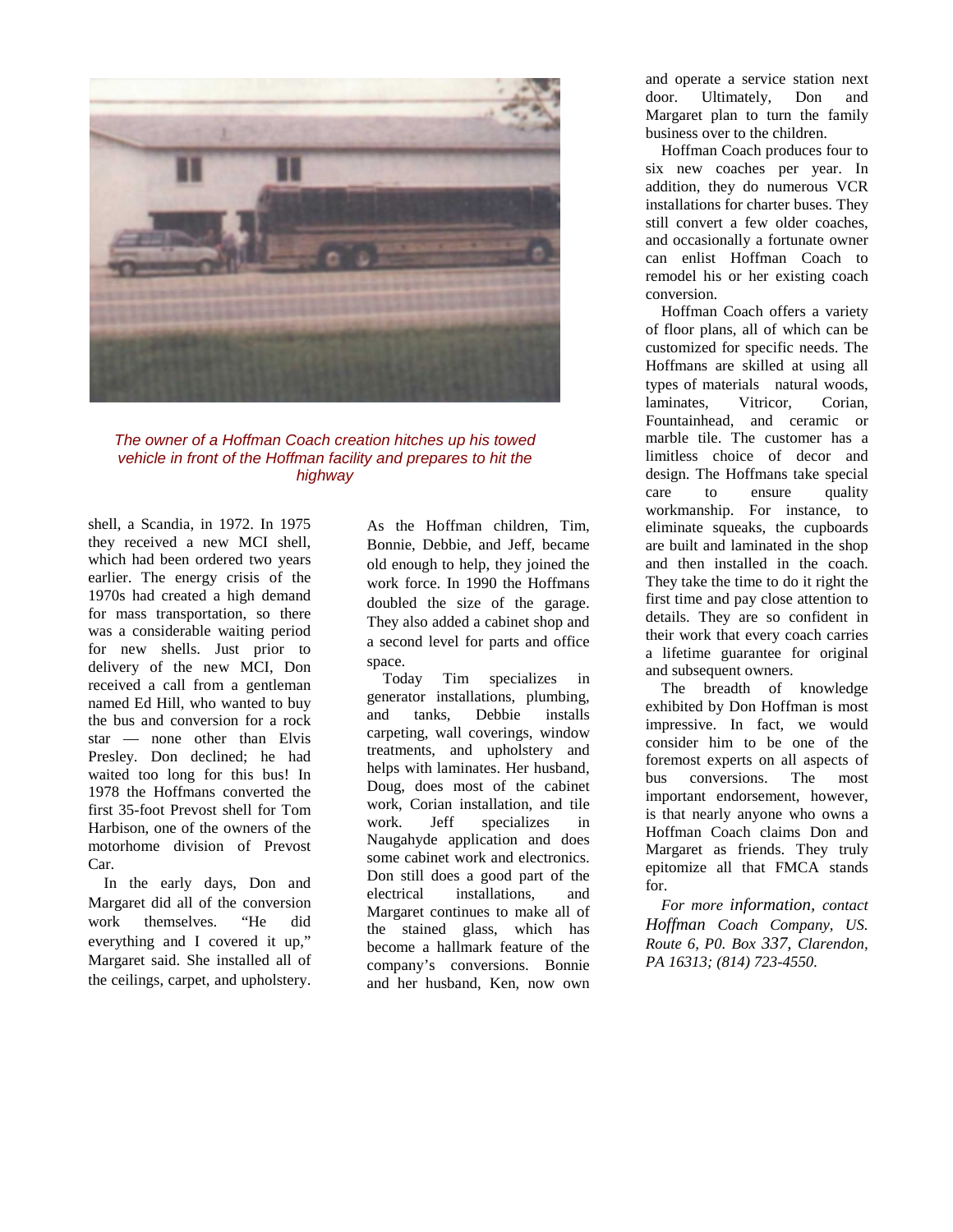*The owner of a Hoffman Coach creation hitches up his towed vehicle in front of the Hoffman facility and prepares to hit the highway*

shell, a Scandia, in 1972. In 1975 they received a new MCI shell, which had been ordered two years earlier. The energy crisis of the 1970s had created a high demand for mass transportation, so there was a considerable waiting period for new shells. Just prior to delivery of the new MCI, Don received a call from a gentleman named Ed Hill, who wanted to buy the bus and conversion for a rock star — none other than Elvis Presley. Don declined; he had waited too long for this bus! In 1978 the Hoffmans converted the first 35-foot Prevost shell for Tom Harbison, one of the owners of the motorhome division of Prevost Car.

In the early days, Don and Margaret did all of the conversion work themselves. "He did everything and I covered it up," Margaret said. She installed all of the ceilings, carpet, and upholstery.

As the Hoffman children, Tim, Bonnie, Debbie, and Jeff, became old enough to help, they joined the work force. In 1990 the Hoffmans doubled the size of the garage. They also added a cabinet shop and a second level for parts and office space.

Today Tim specializes in generator installations, plumbing, and tanks, Debbie installs carpeting, wall coverings, window treatments, and upholstery and helps with laminates. Her husband, Doug, does most of the cabinet work, Corian installation, and tile work. Jeff specializes in Naugahyde application and does some cabinet work and electronics. Don still does a good part of the electrical installations, and Margaret continues to make all of the stained glass, which has become a hallmark feature of the company's conversions. Bonnie and her husband, Ken, now own and operate a service station next door. Ultimately, Don and Margaret plan to turn the family business over to the children.

Hoffman Coach produces four to six new coaches per year. In addition, they do numerous VCR installations for charter buses. They still convert a few older coaches, and occasionally a fortunate owner can enlist Hoffman Coach to remodel his or her existing coach conversion.

Hoffman Coach offers a variety of floor plans, all of which can be customized for specific needs. The Hoffmans are skilled at using all types of materials natural woods, laminates, Vitricor, Corian, Fountainhead, and ceramic or marble tile. The customer has a limitless choice of decor and design. The Hoffmans take special care to ensure quality workmanship. For instance, to eliminate squeaks, the cupboards are built and laminated in the shop and then installed in the coach. They take the time to do it right the first time and pay close attention to details. They are so confident in their work that every coach carries a lifetime guarantee for original and subsequent owners.

The breadth of knowledge exhibited by Don Hoffman is most impressive. In fact, we would consider him to be one of the foremost experts on all aspects of bus conversions. The most important endorsement, however, is that nearly anyone who owns a Hoffman Coach claims Don and Margaret as friends. They truly epitomize all that FMCA stands for.

*For more information, contact Hoffman Coach Company, US. Route 6, P0. Box 337, Clarendon, PA 16313; (814) 723-4550.*